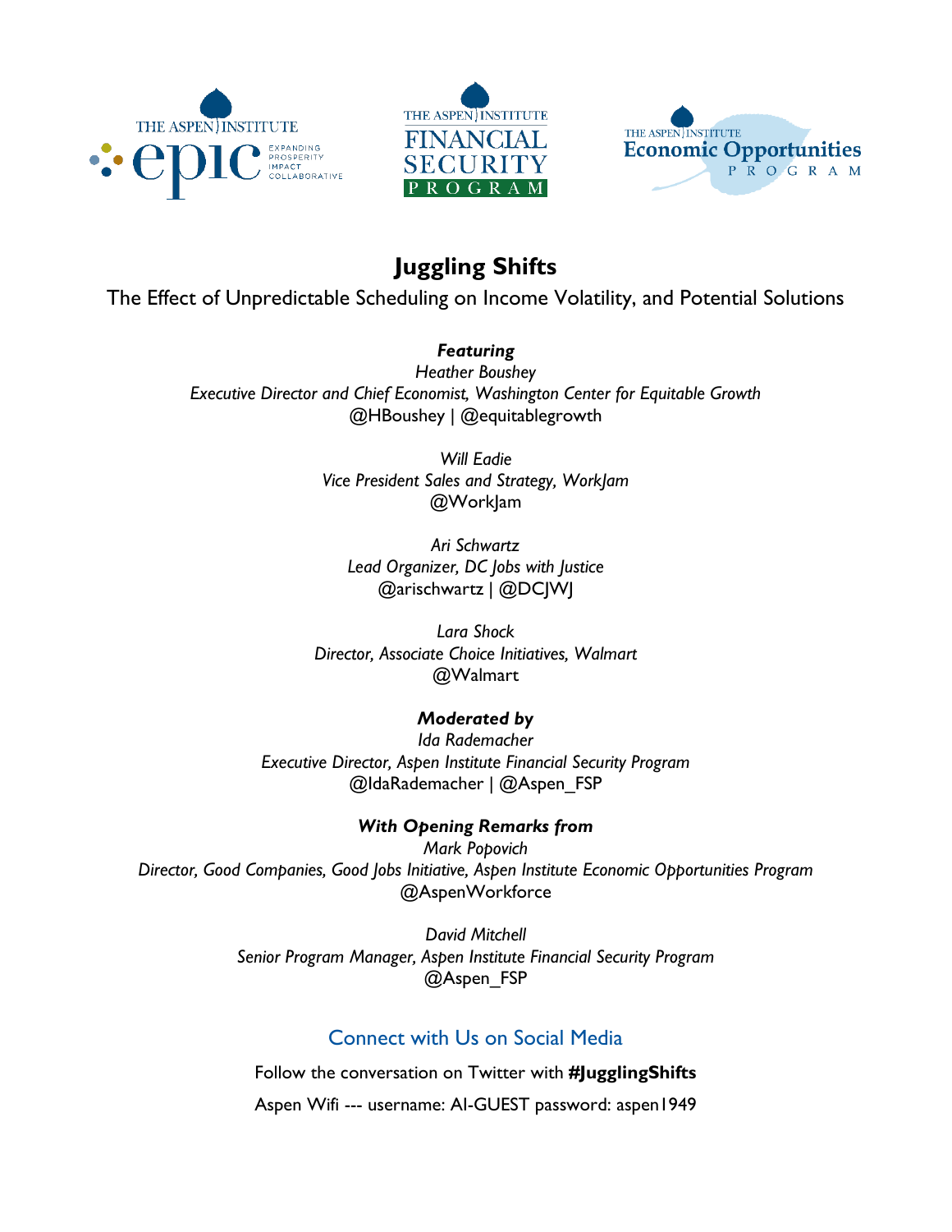# Juggling Shifts

The Effect of Unpredictable Scheduling on Income Volatility, and Potential Solutions

***Featuring***

*Heather Boushey*
*Executive Director and Chief Economist, Washington Center for Equitable Growth*
@HBoushey | @equitablegrowth

*Will Eadie*
*Vice President Sales and Strategy, WorkJam*
@WorkJam

*Ari Schwartz*
*Lead Organizer, DC Jobs with Justice*
@arischwartz | @DCJWJ

*Lara Shock*
*Director, Associate Choice Initiatives, Walmart*
@Walmart

***Moderated by***

*Ida Rademacher*
*Executive Director, Aspen Institute Financial Security Program*
@IdaRademacher | @Aspen_FSP

***With Opening Remarks from***

*Mark Popovich*
*Director, Good Companies, Good Jobs Initiative, Aspen Institute Economic Opportunities Program*
@AspenWorkforce

*David Mitchell*
*Senior Program Manager, Aspen Institute Financial Security Program*
@Aspen_FSP

## Connect with Us on Social Media

Follow the conversation on Twitter with **#JugglingShifts**

Aspen Wifi --- username: AI-GUEST password: aspen1949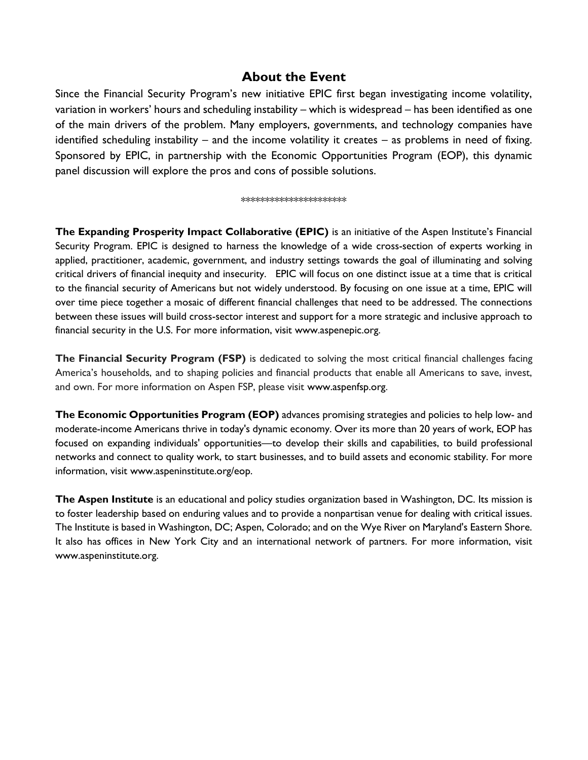## About the Event

Since the Financial Security Program's new initiative EPIC first began investigating income volatility, variation in workers' hours and scheduling instability – which is widespread – has been identified as one of the main drivers of the problem. Many employers, governments, and technology companies have identified scheduling instability – and the income volatility it creates – as problems in need of fixing. Sponsored by EPIC, in partnership with the Economic Opportunities Program (EOP), this dynamic panel discussion will explore the pros and cons of possible solutions.

*********************

**The Expanding Prosperity Impact Collaborative (EPIC)** is an initiative of the Aspen Institute's Financial Security Program. EPIC is designed to harness the knowledge of a wide cross-section of experts working in applied, practitioner, academic, government, and industry settings towards the goal of illuminating and solving critical drivers of financial inequity and insecurity. EPIC will focus on one distinct issue at a time that is critical to the financial security of Americans but not widely understood. By focusing on one issue at a time, EPIC will over time piece together a mosaic of different financial challenges that need to be addressed. The connections between these issues will build cross-sector interest and support for a more strategic and inclusive approach to financial security in the U.S. For more information, visit www.aspenepic.org.

**The Financial Security Program (FSP)** is dedicated to solving the most critical financial challenges facing America's households, and to shaping policies and financial products that enable all Americans to save, invest, and own. For more information on Aspen FSP, please visit www.aspenfsp.org.

**The Economic Opportunities Program (EOP)** advances promising strategies and policies to help low- and moderate-income Americans thrive in today's dynamic economy. Over its more than 20 years of work, EOP has focused on expanding individuals' opportunities—to develop their skills and capabilities, to build professional networks and connect to quality work, to start businesses, and to build assets and economic stability. For more information, visit www.aspeninstitute.org/eop.

**The Aspen Institute** is an educational and policy studies organization based in Washington, DC. Its mission is to foster leadership based on enduring values and to provide a nonpartisan venue for dealing with critical issues. The Institute is based in Washington, DC; Aspen, Colorado; and on the Wye River on Maryland's Eastern Shore. It also has offices in New York City and an international network of partners. For more information, visit www.aspeninstitute.org.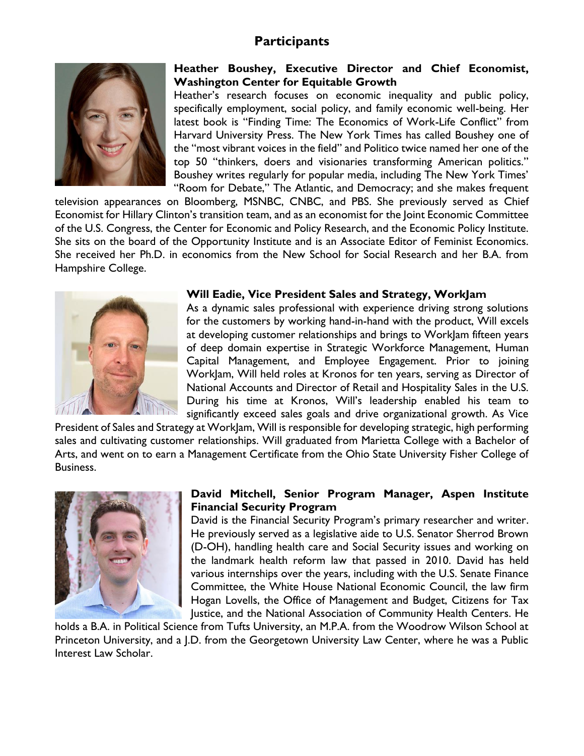# Participants

### Heather Boushey, Executive Director and Chief Economist, Washington Center for Equitable Growth

Heather's research focuses on economic inequality and public policy, specifically employment, social policy, and family economic well-being. Her latest book is "Finding Time: The Economics of Work-Life Conflict" from Harvard University Press. The New York Times has called Boushey one of the "most vibrant voices in the field" and Politico twice named her one of the top 50 "thinkers, doers and visionaries transforming American politics." Boushey writes regularly for popular media, including The New York Times' "Room for Debate," The Atlantic, and Democracy; and she makes frequent television appearances on Bloomberg, MSNBC, CNBC, and PBS. She previously served as Chief Economist for Hillary Clinton's transition team, and as an economist for the Joint Economic Committee of the U.S. Congress, the Center for Economic and Policy Research, and the Economic Policy Institute. She sits on the board of the Opportunity Institute and is an Associate Editor of Feminist Economics. She received her Ph.D. in economics from the New School for Social Research and her B.A. from Hampshire College.

### Will Eadie, Vice President Sales and Strategy, WorkJam

As a dynamic sales professional with experience driving strong solutions for the customers by working hand-in-hand with the product, Will excels at developing customer relationships and brings to WorkJam fifteen years of deep domain expertise in Strategic Workforce Management, Human Capital Management, and Employee Engagement. Prior to joining WorkJam, Will held roles at Kronos for ten years, serving as Director of National Accounts and Director of Retail and Hospitality Sales in the U.S. During his time at Kronos, Will's leadership enabled his team to significantly exceed sales goals and drive organizational growth. As Vice President of Sales and Strategy at WorkJam, Will is responsible for developing strategic, high performing sales and cultivating customer relationships. Will graduated from Marietta College with a Bachelor of Arts, and went on to earn a Management Certificate from the Ohio State University Fisher College of Business.

### David Mitchell, Senior Program Manager, Aspen Institute Financial Security Program

David is the Financial Security Program's primary researcher and writer. He previously served as a legislative aide to U.S. Senator Sherrod Brown (D-OH), handling health care and Social Security issues and working on the landmark health reform law that passed in 2010. David has held various internships over the years, including with the U.S. Senate Finance Committee, the White House National Economic Council, the law firm Hogan Lovells, the Office of Management and Budget, Citizens for Tax Justice, and the National Association of Community Health Centers. He holds a B.A. in Political Science from Tufts University, an M.P.A. from the Woodrow Wilson School at Princeton University, and a J.D. from the Georgetown University Law Center, where he was a Public Interest Law Scholar.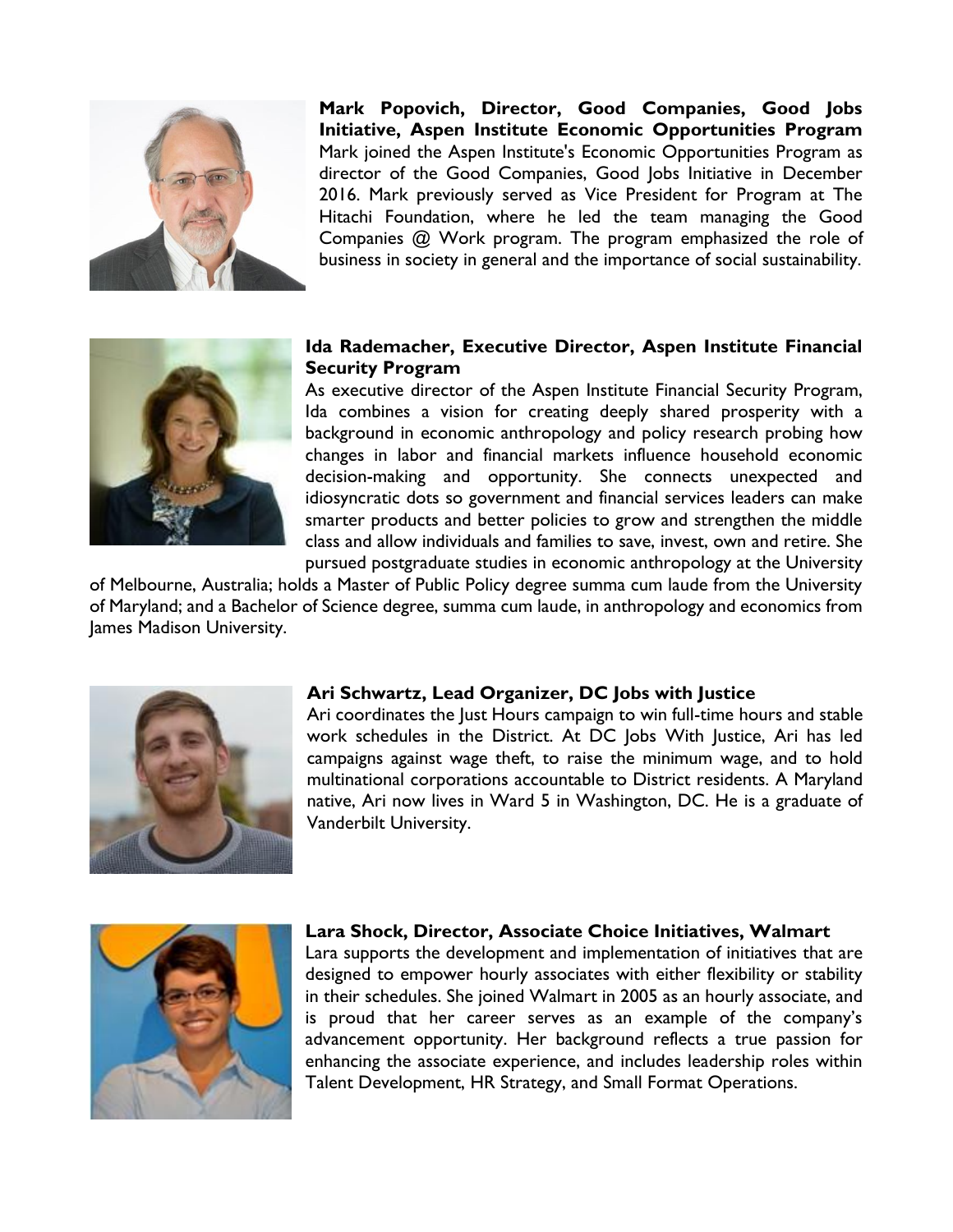**Mark Popovich, Director, Good Companies, Good Jobs Initiative, Aspen Institute Economic Opportunities Program**
Mark joined the Aspen Institute's Economic Opportunities Program as director of the Good Companies, Good Jobs Initiative in December 2016. Mark previously served as Vice President for Program at The Hitachi Foundation, where he led the team managing the Good Companies @ Work program. The program emphasized the role of business in society in general and the importance of social sustainability.

**Ida Rademacher, Executive Director, Aspen Institute Financial Security Program**
As executive director of the Aspen Institute Financial Security Program, Ida combines a vision for creating deeply shared prosperity with a background in economic anthropology and policy research probing how changes in labor and financial markets influence household economic decision-making and opportunity. She connects unexpected and idiosyncratic dots so government and financial services leaders can make smarter products and better policies to grow and strengthen the middle class and allow individuals and families to save, invest, own and retire. She pursued postgraduate studies in economic anthropology at the University of Melbourne, Australia; holds a Master of Public Policy degree summa cum laude from the University of Maryland; and a Bachelor of Science degree, summa cum laude, in anthropology and economics from James Madison University.

**Ari Schwartz, Lead Organizer, DC Jobs with Justice**
Ari coordinates the Just Hours campaign to win full-time hours and stable work schedules in the District. At DC Jobs With Justice, Ari has led campaigns against wage theft, to raise the minimum wage, and to hold multinational corporations accountable to District residents. A Maryland native, Ari now lives in Ward 5 in Washington, DC. He is a graduate of Vanderbilt University.

**Lara Shock, Director, Associate Choice Initiatives, Walmart**
Lara supports the development and implementation of initiatives that are designed to empower hourly associates with either flexibility or stability in their schedules. She joined Walmart in 2005 as an hourly associate, and is proud that her career serves as an example of the company's advancement opportunity. Her background reflects a true passion for enhancing the associate experience, and includes leadership roles within Talent Development, HR Strategy, and Small Format Operations.